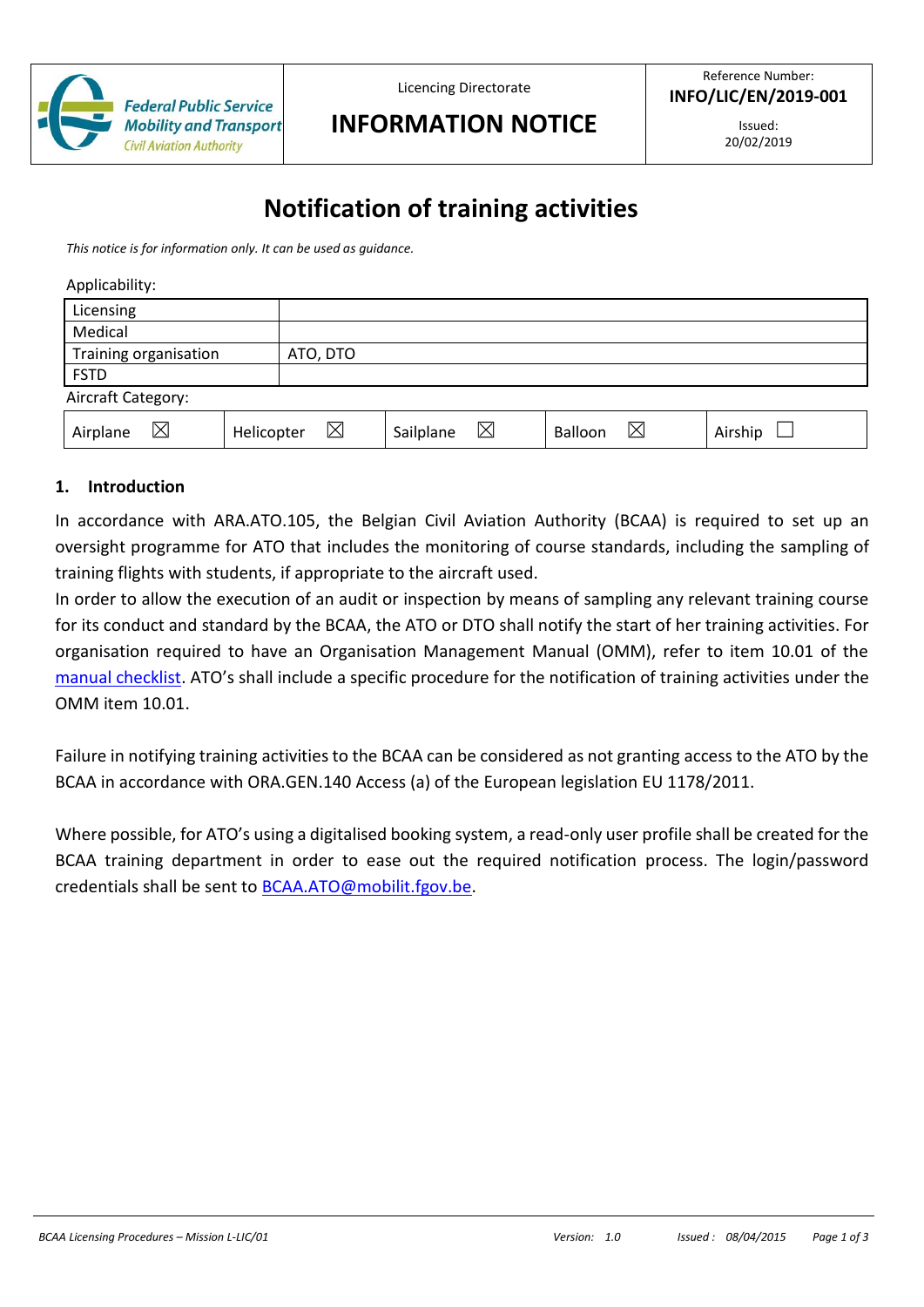| Federal Public Service Mobility and Transport Civil Aviation Authority | Licencing Directorate **INFORMATION NOTICE** | Reference Number: **INFO/LIC/EN/2019-001** Issued: 20/02/2019 |
|---|---|---|

# Notification of training activities

*This notice is for information only. It can be used as guidance.*

Applicability:

| | |
|---|---|
| Licensing | |
| Medical | |
| Training organisation | ATO, DTO |
| FSTD | |

Aircraft Category:

| | | | | |
|---|---|---|---|---|
| Airplane ☒ | Helicopter ☒ | Sailplane ☒ | Balloon ☒ | Airship ☐ |

## 1. Introduction

In accordance with ARA.ATO.105, the Belgian Civil Aviation Authority (BCAA) is required to set up an oversight programme for ATO that includes the monitoring of course standards, including the sampling of training flights with students, if appropriate to the aircraft used.

In order to allow the execution of an audit or inspection by means of sampling any relevant training course for its conduct and standard by the BCAA, the ATO or DTO shall notify the start of her training activities. For organisation required to have an Organisation Management Manual (OMM), refer to item 10.01 of the manual checklist. ATO's shall include a specific procedure for the notification of training activities under the OMM item 10.01.

Failure in notifying training activities to the BCAA can be considered as not granting access to the ATO by the BCAA in accordance with ORA.GEN.140 Access (a) of the European legislation EU 1178/2011.

Where possible, for ATO's using a digitalised booking system, a read-only user profile shall be created for the BCAA training department in order to ease out the required notification process. The login/password credentials shall be sent to BCAA.ATO@mobilit.fgov.be.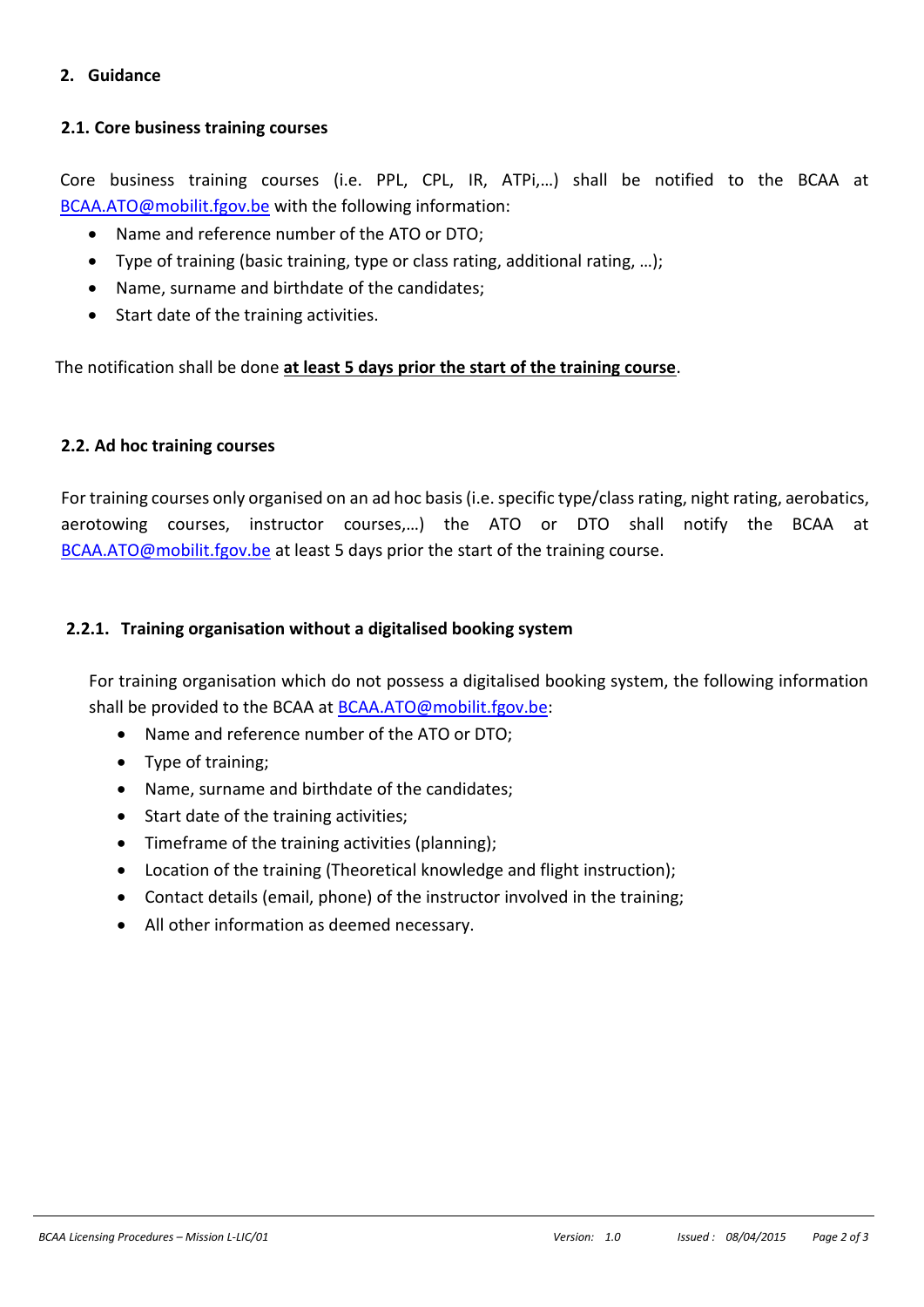## 2. Guidance

### 2.1. Core business training courses

Core business training courses (i.e. PPL, CPL, IR, ATPi,…) shall be notified to the BCAA at BCAA.ATO@mobilit.fgov.be with the following information:

- Name and reference number of the ATO or DTO;
- Type of training (basic training, type or class rating, additional rating, …);
- Name, surname and birthdate of the candidates;
- Start date of the training activities.

The notification shall be done **at least 5 days prior the start of the training course**.

### 2.2. Ad hoc training courses

For training courses only organised on an ad hoc basis (i.e. specific type/class rating, night rating, aerobatics, aerotowing courses, instructor courses,…) the ATO or DTO shall notify the BCAA at BCAA.ATO@mobilit.fgov.be at least 5 days prior the start of the training course.

#### 2.2.1. Training organisation without a digitalised booking system

For training organisation which do not possess a digitalised booking system, the following information shall be provided to the BCAA at BCAA.ATO@mobilit.fgov.be:

- Name and reference number of the ATO or DTO;
- Type of training;
- Name, surname and birthdate of the candidates;
- Start date of the training activities;
- Timeframe of the training activities (planning);
- Location of the training (Theoretical knowledge and flight instruction);
- Contact details (email, phone) of the instructor involved in the training;
- All other information as deemed necessary.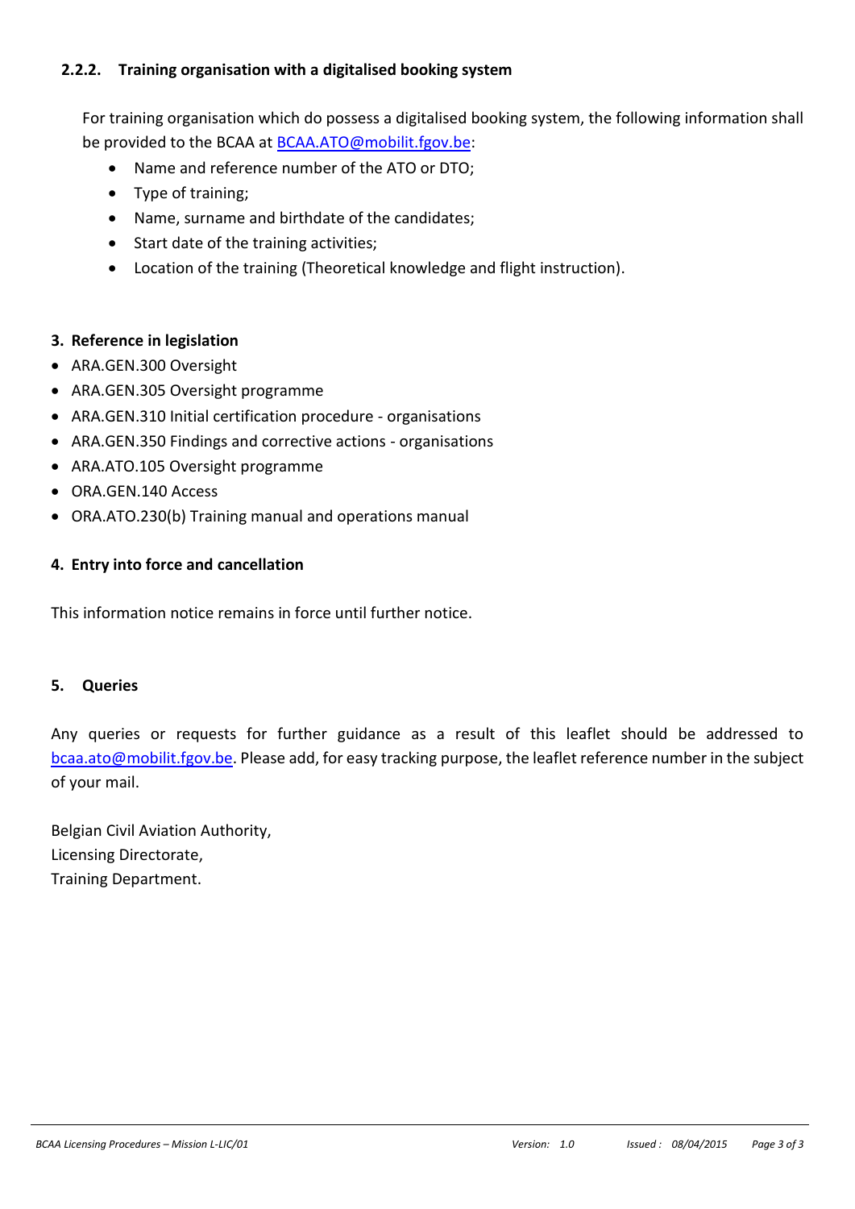### 2.2.2. Training organisation with a digitalised booking system

For training organisation which do possess a digitalised booking system, the following information shall be provided to the BCAA at BCAA.ATO@mobilit.fgov.be:

- Name and reference number of the ATO or DTO;
- Type of training;
- Name, surname and birthdate of the candidates;
- Start date of the training activities;
- Location of the training (Theoretical knowledge and flight instruction).

## 3. Reference in legislation

- ARA.GEN.300 Oversight
- ARA.GEN.305 Oversight programme
- ARA.GEN.310 Initial certification procedure - organisations
- ARA.GEN.350 Findings and corrective actions - organisations
- ARA.ATO.105 Oversight programme
- ORA.GEN.140 Access
- ORA.ATO.230(b) Training manual and operations manual

## 4. Entry into force and cancellation

This information notice remains in force until further notice.

## 5. Queries

Any queries or requests for further guidance as a result of this leaflet should be addressed to bcaa.ato@mobilit.fgov.be. Please add, for easy tracking purpose, the leaflet reference number in the subject of your mail.

Belgian Civil Aviation Authority,
Licensing Directorate,
Training Department.